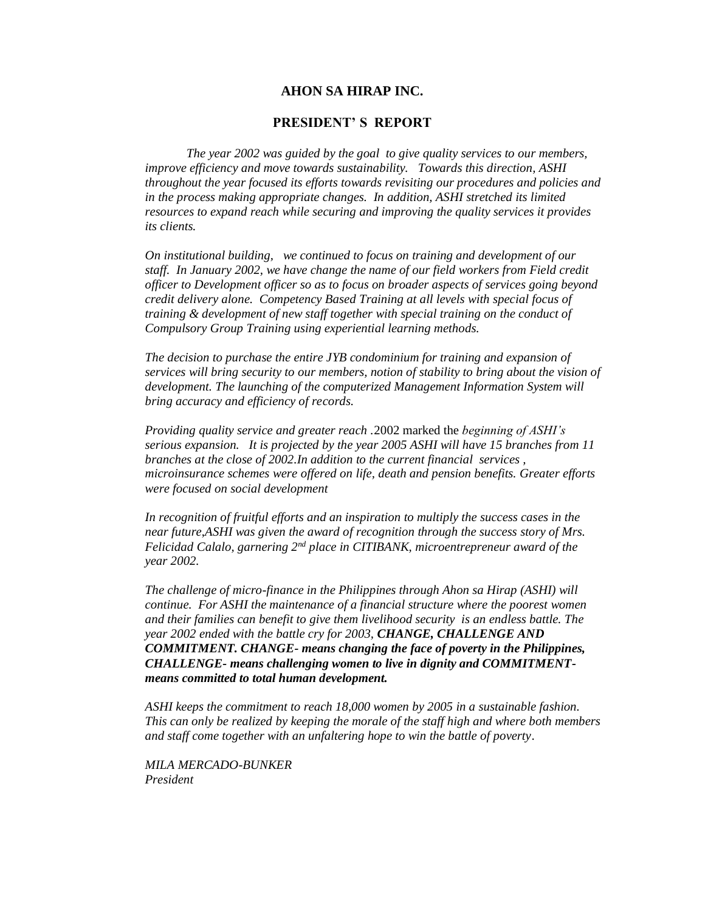# AHON SA HIRAP INC.

## PRESIDENT' S REPORT

*The year 2002 was guided by the goal to give quality services to our members, improve efficiency and move towards sustainability. Towards this direction, ASHI throughout the year focused its efforts towards revisiting our procedures and policies and in the process making appropriate changes. In addition, ASHI stretched its limited resources to expand reach while securing and improving the quality services it provides its clients.*

*On institutional building, we continued to focus on training and development of our staff. In January 2002, we have change the name of our field workers from Field credit officer to Development officer so as to focus on broader aspects of services going beyond credit delivery alone. Competency Based Training at all levels with special focus of training & development of new staff together with special training on the conduct of Compulsory Group Training using experiential learning methods.*

*The decision to purchase the entire JYB condominium for training and expansion of services will bring security to our members, notion of stability to bring about the vision of development. The launching of the computerized Management Information System will bring accuracy and efficiency of records.*

*Providing quality service and greater reach* .2002 marked the *beginning of ASHI's serious expansion. It is projected by the year 2005 ASHI will have 15 branches from 11 branches at the close of 2002.In addition to the current financial services , microinsurance schemes were offered on life, death and pension benefits. Greater efforts were focused on social development*

*In recognition of fruitful efforts and an inspiration to multiply the success cases in the near future,ASHI was given the award of recognition through the success story of Mrs. Felicidad Calalo, garnering 2nd place in CITIBANK, microentrepreneur award of the year 2002.*

*The challenge of micro-finance in the Philippines through Ahon sa Hirap (ASHI) will continue. For ASHI the maintenance of a financial structure where the poorest women and their families can benefit to give them livelihood security is an endless battle. The year 2002 ended with the battle cry for 2003,* ***CHANGE, CHALLENGE AND COMMITMENT. CHANGE- means changing the face of poverty in the Philippines, CHALLENGE- means challenging women to live in dignity and COMMITMENT- means committed to total human development.***

*ASHI keeps the commitment to reach 18,000 women by 2005 in a sustainable fashion. This can only be realized by keeping the morale of the staff high and where both members and staff come together with an unfaltering hope to win the battle of poverty*.

*MILA MERCADO-BUNKER*
*President*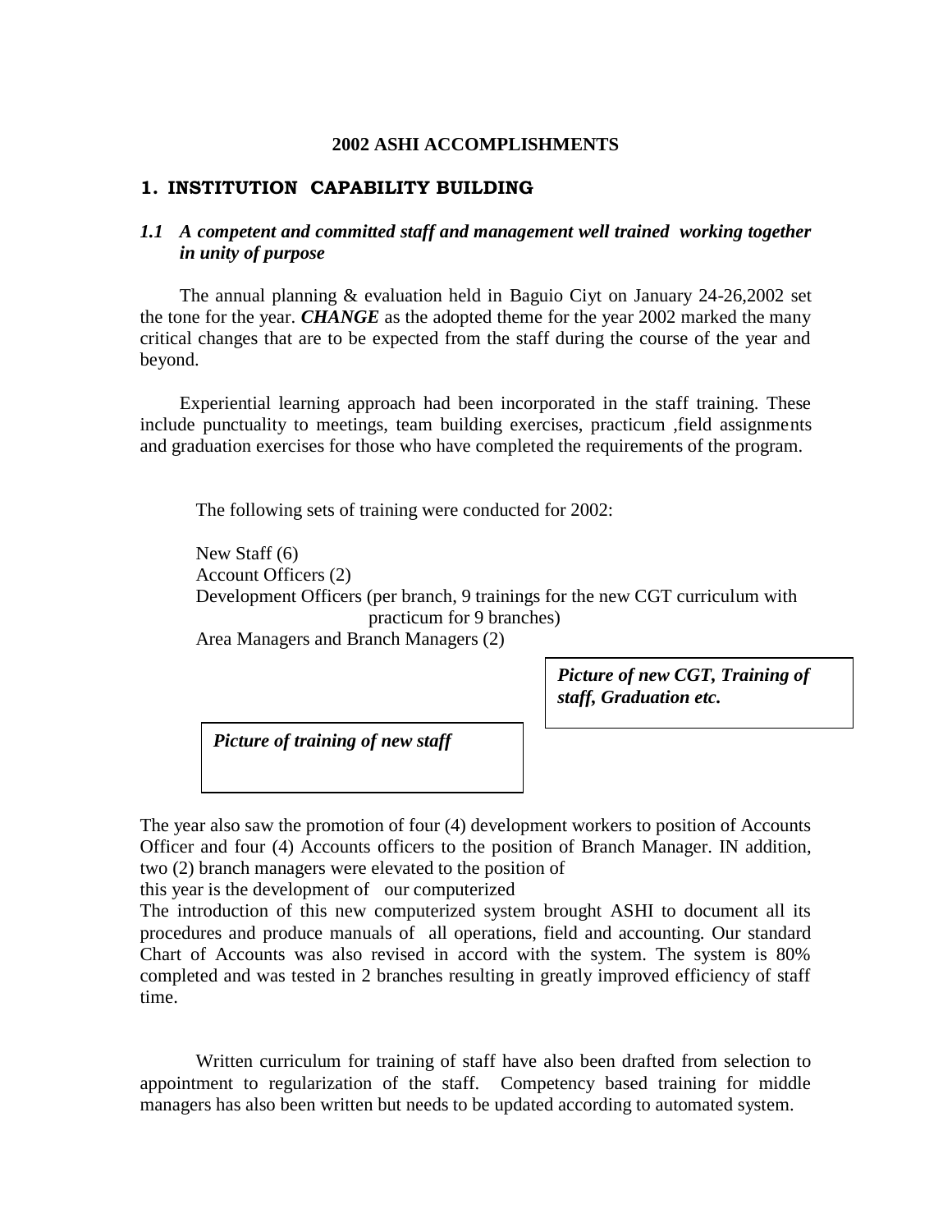**2002 ASHI ACCOMPLISHMENTS**

## 1. INSTITUTION CAPABILITY BUILDING

### *1.1 A competent and committed staff and management well trained working together in unity of purpose*

The annual planning & evaluation held in Baguio Ciyt on January 24-26,2002 set the tone for the year. ***CHANGE*** as the adopted theme for the year 2002 marked the many critical changes that are to be expected from the staff during the course of the year and beyond.

Experiential learning approach had been incorporated in the staff training. These include punctuality to meetings, team building exercises, practicum ,field assignments and graduation exercises for those who have completed the requirements of the program.

The following sets of training were conducted for 2002:

New Staff (6)
Account Officers (2)
Development Officers (per branch, 9 trainings for the new CGT curriculum with practicum for 9 branches)
Area Managers and Branch Managers (2)

***Picture of new CGT, Training of staff, Graduation etc.***

***Picture of training of new staff***

The year also saw the promotion of four (4) development workers to position of Accounts Officer and four (4) Accounts officers to the position of Branch Manager. IN addition, two (2) branch managers were elevated to the position of
this year is the development of our computerized
The introduction of this new computerized system brought ASHI to document all its procedures and produce manuals of all operations, field and accounting. Our standard Chart of Accounts was also revised in accord with the system. The system is 80% completed and was tested in 2 branches resulting in greatly improved efficiency of staff time.

Written curriculum for training of staff have also been drafted from selection to appointment to regularization of the staff. Competency based training for middle managers has also been written but needs to be updated according to automated system.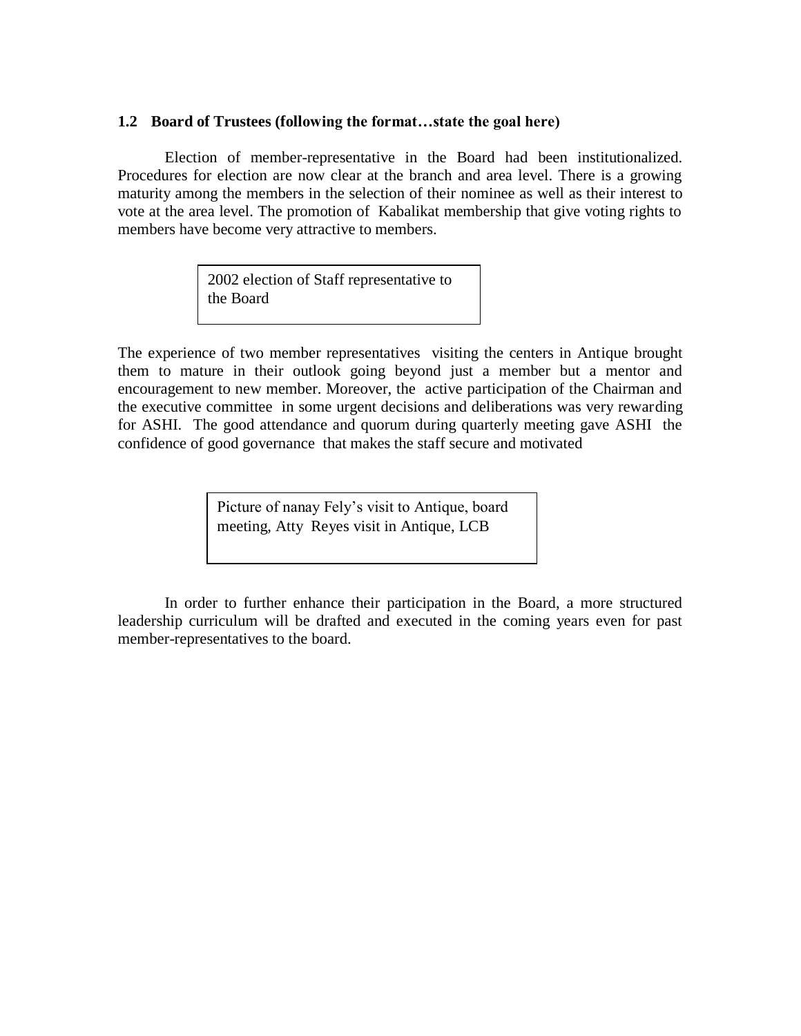### 1.2 Board of Trustees (following the format…state the goal here)

Election of member-representative in the Board had been institutionalized. Procedures for election are now clear at the branch and area level. There is a growing maturity among the members in the selection of their nominee as well as their interest to vote at the area level. The promotion of Kabalikat membership that give voting rights to members have become very attractive to members.

2002 election of Staff representative to the Board

The experience of two member representatives visiting the centers in Antique brought them to mature in their outlook going beyond just a member but a mentor and encouragement to new member. Moreover, the active participation of the Chairman and the executive committee in some urgent decisions and deliberations was very rewarding for ASHI. The good attendance and quorum during quarterly meeting gave ASHI the confidence of good governance that makes the staff secure and motivated

Picture of nanay Fely's visit to Antique, board meeting, Atty Reyes visit in Antique, LCB

In order to further enhance their participation in the Board, a more structured leadership curriculum will be drafted and executed in the coming years even for past member-representatives to the board.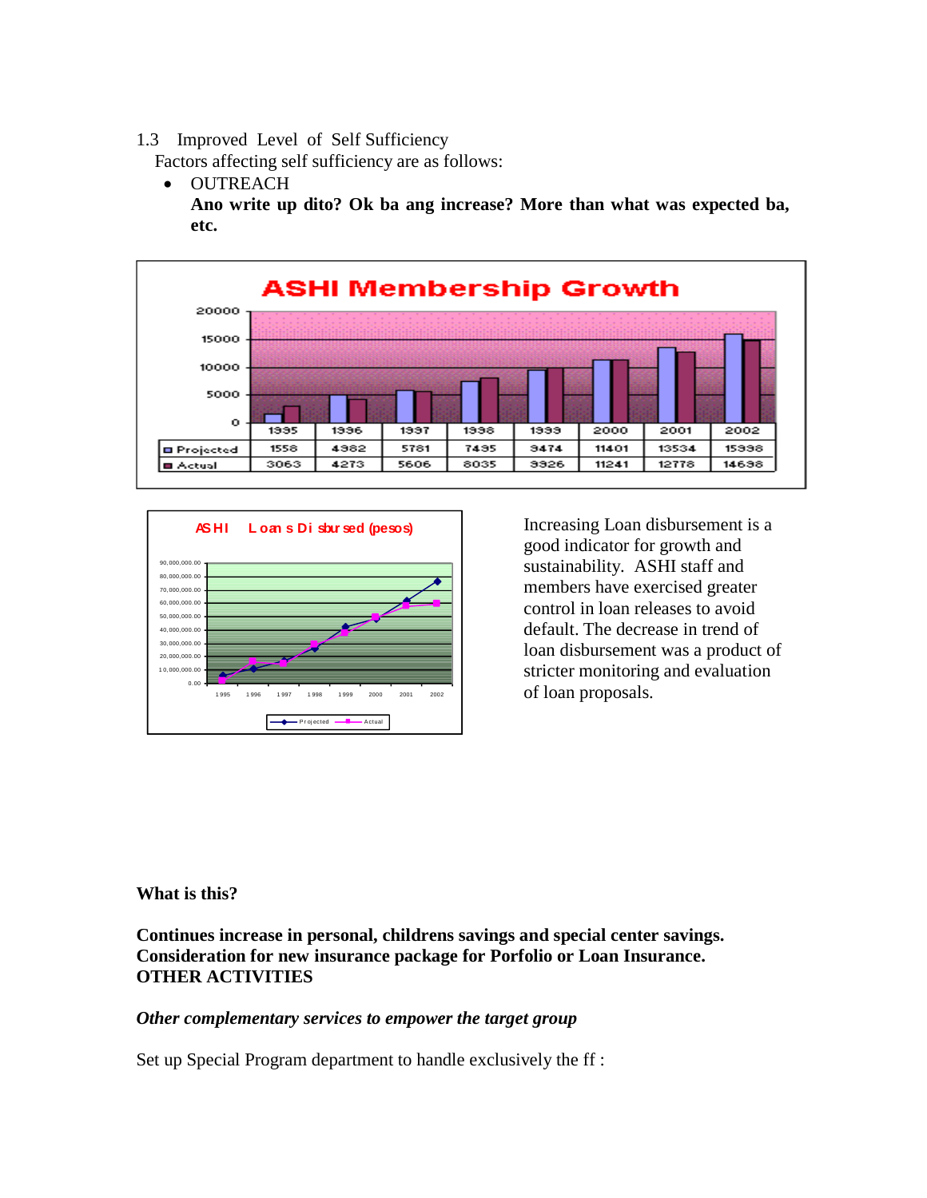1.3 Improved Level of Self Sufficiency

Factors affecting self sufficiency are as follows:

- OUTREACH

  **Ano write up dito? Ok ba ang increase? More than what was expected ba, etc.**

**ASHI Membership Growth**

| | 1995 | 1996 | 1997 | 1998 | 1999 | 2000 | 2001 | 2002 |
|---|---|---|---|---|---|---|---|---|
| Projected | 1558 | 4982 | 5781 | 7495 | 9474 | 11401 | 13534 | 15998 |
| Actual | 3063 | 4273 | 5606 | 8035 | 9926 | 11241 | 12778 | 14698 |

**ASHI Loans Disbursed (pesos)**

Increasing Loan disbursement is a good indicator for growth and sustainability. ASHI staff and members have exercised greater control in loan releases to avoid default. The decrease in trend of loan disbursement was a product of stricter monitoring and evaluation of loan proposals.

**What is this?**

**Continues increase in personal, childrens savings and special center savings.**
**Consideration for new insurance package for Porfolio or Loan Insurance.**
**OTHER ACTIVITIES**

***Other complementary services to empower the target group***

Set up Special Program department to handle exclusively the ff :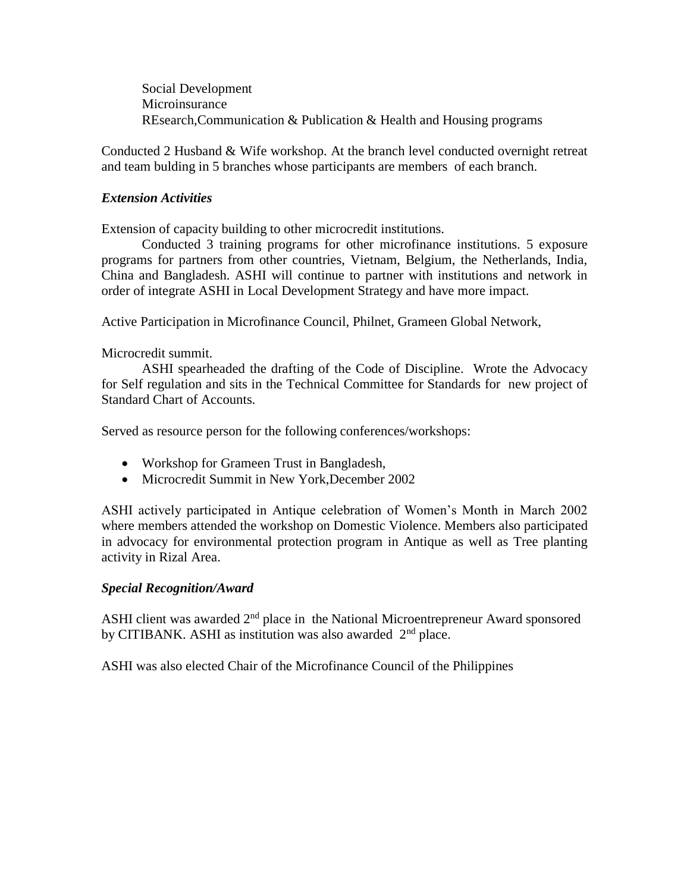Social Development
Microinsurance
REsearch,Communication & Publication & Health and Housing programs

Conducted 2 Husband & Wife workshop. At the branch level conducted overnight retreat and team bulding in 5 branches whose participants are members of each branch.

***Extension Activities***

Extension of capacity building to other microcredit institutions.

Conducted 3 training programs for other microfinance institutions. 5 exposure programs for partners from other countries, Vietnam, Belgium, the Netherlands, India, China and Bangladesh. ASHI will continue to partner with institutions and network in order of integrate ASHI in Local Development Strategy and have more impact.

Active Participation in Microfinance Council, Philnet, Grameen Global Network,

Microcredit summit.

ASHI spearheaded the drafting of the Code of Discipline. Wrote the Advocacy for Self regulation and sits in the Technical Committee for Standards for new project of Standard Chart of Accounts.

Served as resource person for the following conferences/workshops:

- Workshop for Grameen Trust in Bangladesh,
- Microcredit Summit in New York,December 2002

ASHI actively participated in Antique celebration of Women's Month in March 2002 where members attended the workshop on Domestic Violence. Members also participated in advocacy for environmental protection program in Antique as well as Tree planting activity in Rizal Area.

***Special Recognition/Award***

ASHI client was awarded 2nd place in the National Microentrepreneur Award sponsored by CITIBANK. ASHI as institution was also awarded 2nd place.

ASHI was also elected Chair of the Microfinance Council of the Philippines